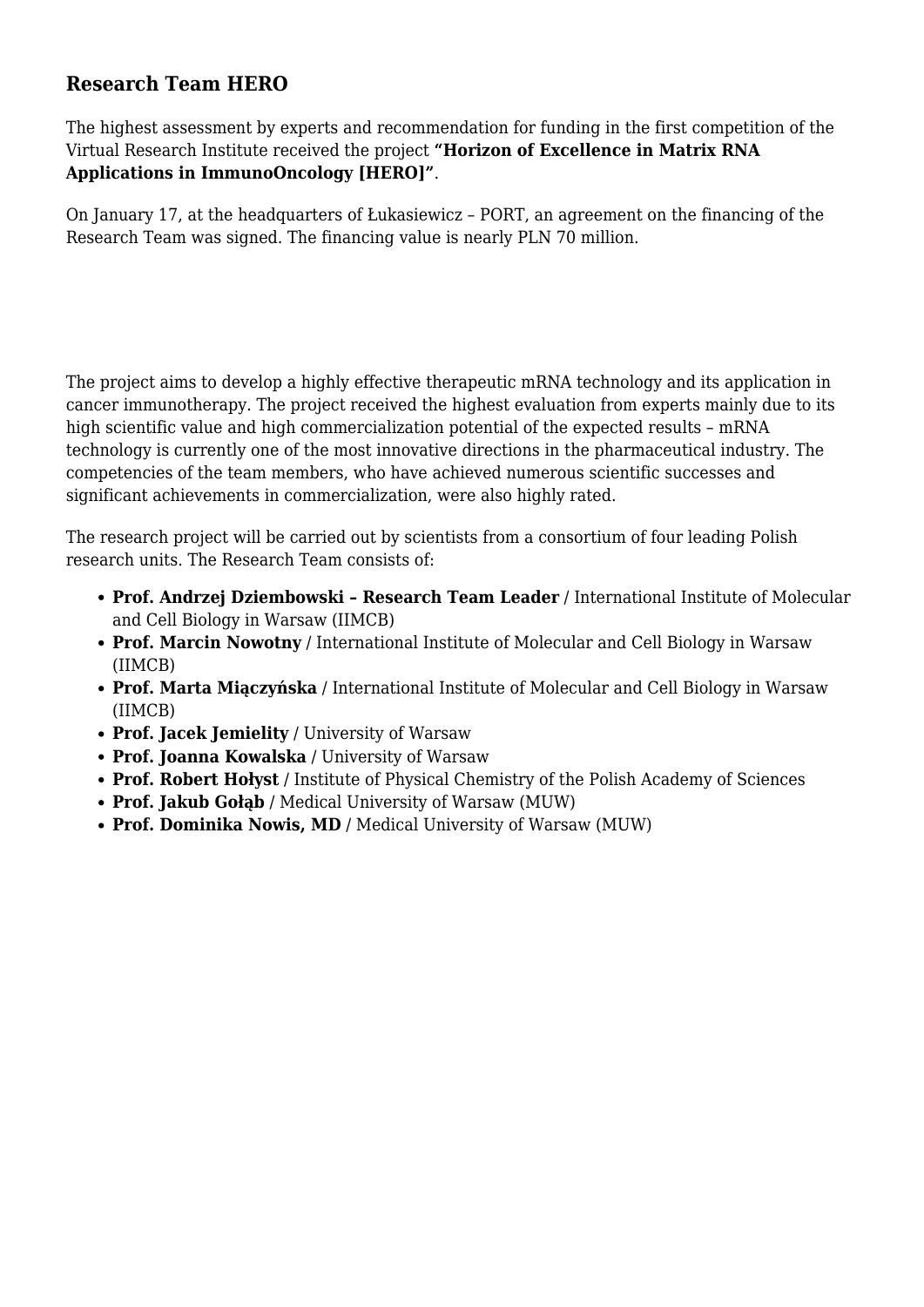## Research Team HERO

The highest assessment by experts and recommendation for funding in the first competition of the Virtual Research Institute received the project **"Horizon of Excellence in Matrix RNA Applications in ImmunoOncology [HERO]"**.

On January 17, at the headquarters of Łukasiewicz – PORT, an agreement on the financing of the Research Team was signed. The financing value is nearly PLN 70 million.

The project aims to develop a highly effective therapeutic mRNA technology and its application in cancer immunotherapy. The project received the highest evaluation from experts mainly due to its high scientific value and high commercialization potential of the expected results – mRNA technology is currently one of the most innovative directions in the pharmaceutical industry. The competencies of the team members, who have achieved numerous scientific successes and significant achievements in commercialization, were also highly rated.

The research project will be carried out by scientists from a consortium of four leading Polish research units. The Research Team consists of:

- **Prof. Andrzej Dziembowski – Research Team Leader /** International Institute of Molecular and Cell Biology in Warsaw (IIMCB)
- **Prof. Marcin Nowotny /** International Institute of Molecular and Cell Biology in Warsaw (IIMCB)
- **Prof. Marta Miączyńska /** International Institute of Molecular and Cell Biology in Warsaw (IIMCB)
- **Prof. Jacek Jemielity /** University of Warsaw
- **Prof. Joanna Kowalska /** University of Warsaw
- **Prof. Robert Hołyst /** Institute of Physical Chemistry of the Polish Academy of Sciences
- **Prof. Jakub Gołąb /** Medical University of Warsaw (MUW)
- **Prof. Dominika Nowis, MD /** Medical University of Warsaw (MUW)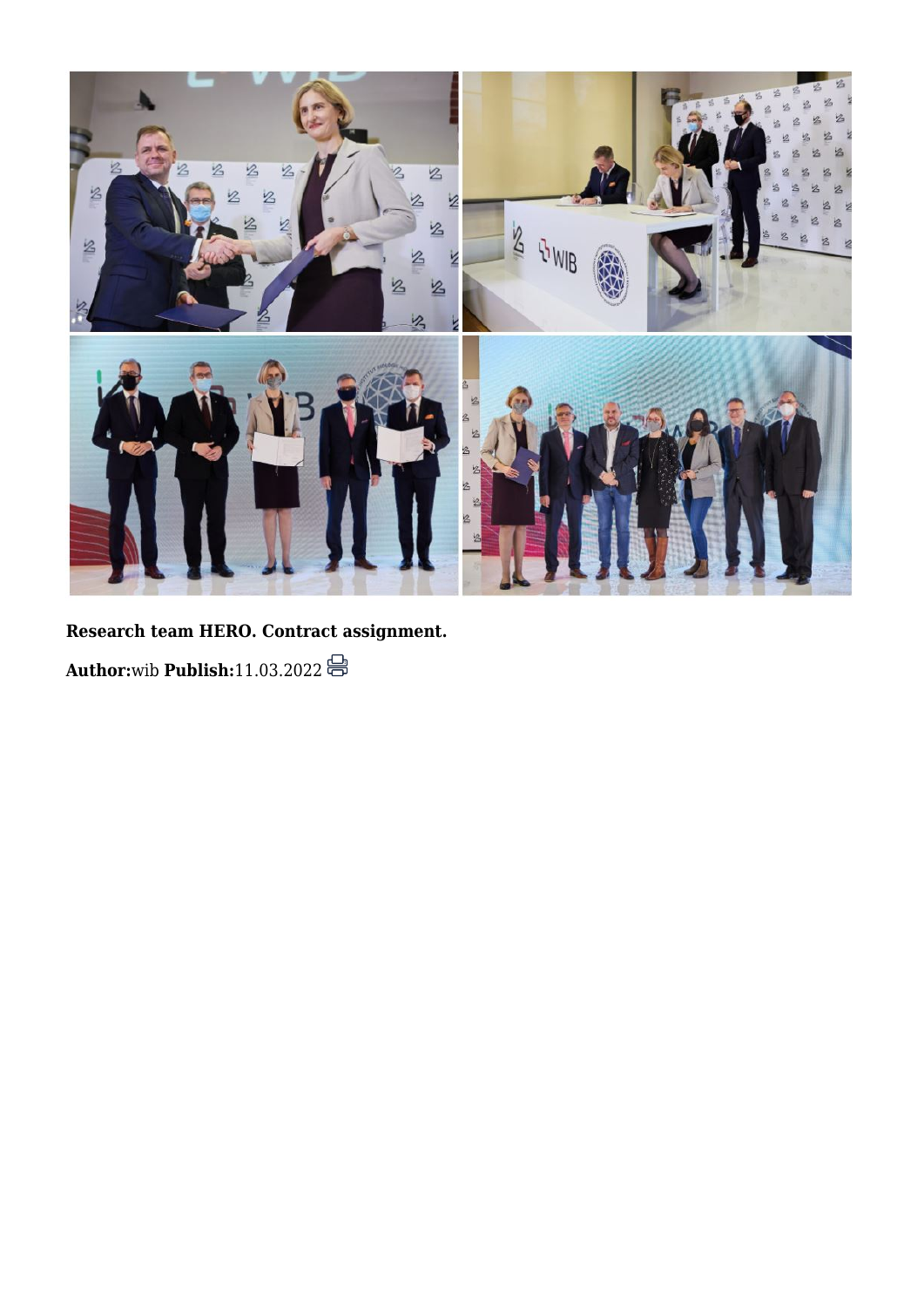**Research team HERO. Contract assignment.**

**Author:**wib **Publish:**11.03.2022